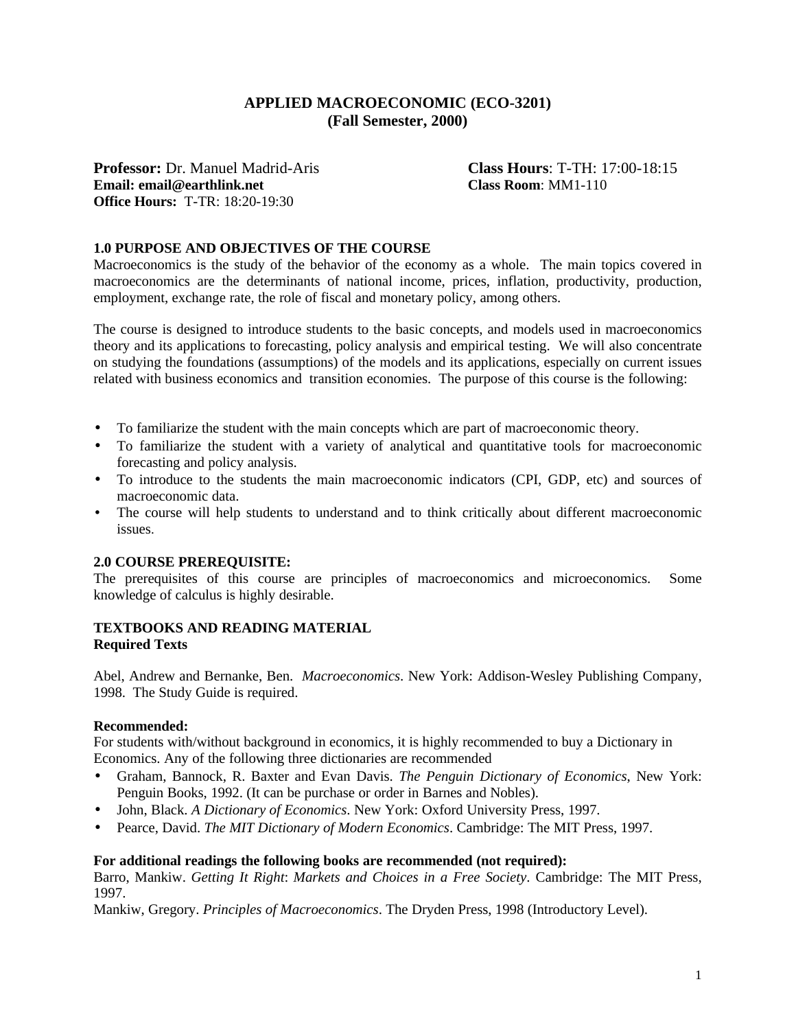# APPLIED MACROECONOMIC (ECO-3201)
## (Fall Semester, 2000)

**Professor:** Dr. Manuel Madrid-Aris
**Email: email@earthlink.net**
**Office Hours:** T-TR: 18:20-19:30

**Class Hours**: T-TH: 17:00-18:15
**Class Room**: MM1-110

### 1.0 PURPOSE AND OBJECTIVES OF THE COURSE

Macroeconomics is the study of the behavior of the economy as a whole. The main topics covered in macroeconomics are the determinants of national income, prices, inflation, productivity, production, employment, exchange rate, the role of fiscal and monetary policy, among others.

The course is designed to introduce students to the basic concepts, and models used in macroeconomics theory and its applications to forecasting, policy analysis and empirical testing. We will also concentrate on studying the foundations (assumptions) of the models and its applications, especially on current issues related with business economics and transition economies. The purpose of this course is the following:

- To familiarize the student with the main concepts which are part of macroeconomic theory.
- To familiarize the student with a variety of analytical and quantitative tools for macroeconomic forecasting and policy analysis.
- To introduce to the students the main macroeconomic indicators (CPI, GDP, etc) and sources of macroeconomic data.
- The course will help students to understand and to think critically about different macroeconomic issues.

### 2.0 COURSE PREREQUISITE:

The prerequisites of this course are principles of macroeconomics and microeconomics. Some knowledge of calculus is highly desirable.

### TEXTBOOKS AND READING MATERIAL

**Required Texts**

Abel, Andrew and Bernanke, Ben. *Macroeconomics*. New York: Addison-Wesley Publishing Company, 1998. The Study Guide is required.

**Recommended:**

For students with/without background in economics, it is highly recommended to buy a Dictionary in Economics. Any of the following three dictionaries are recommended

- Graham, Bannock, R. Baxter and Evan Davis. *The Penguin Dictionary of Economics*, New York: Penguin Books, 1992. (It can be purchase or order in Barnes and Nobles).
- John, Black. *A Dictionary of Economics*. New York: Oxford University Press, 1997.
- Pearce, David. *The MIT Dictionary of Modern Economics*. Cambridge: The MIT Press, 1997.

**For additional readings the following books are recommended (not required):**

Barro, Mankiw. *Getting It Right*: *Markets and Choices in a Free Society*. Cambridge: The MIT Press, 1997.

Mankiw, Gregory. *Principles of Macroeconomics*. The Dryden Press, 1998 (Introductory Level).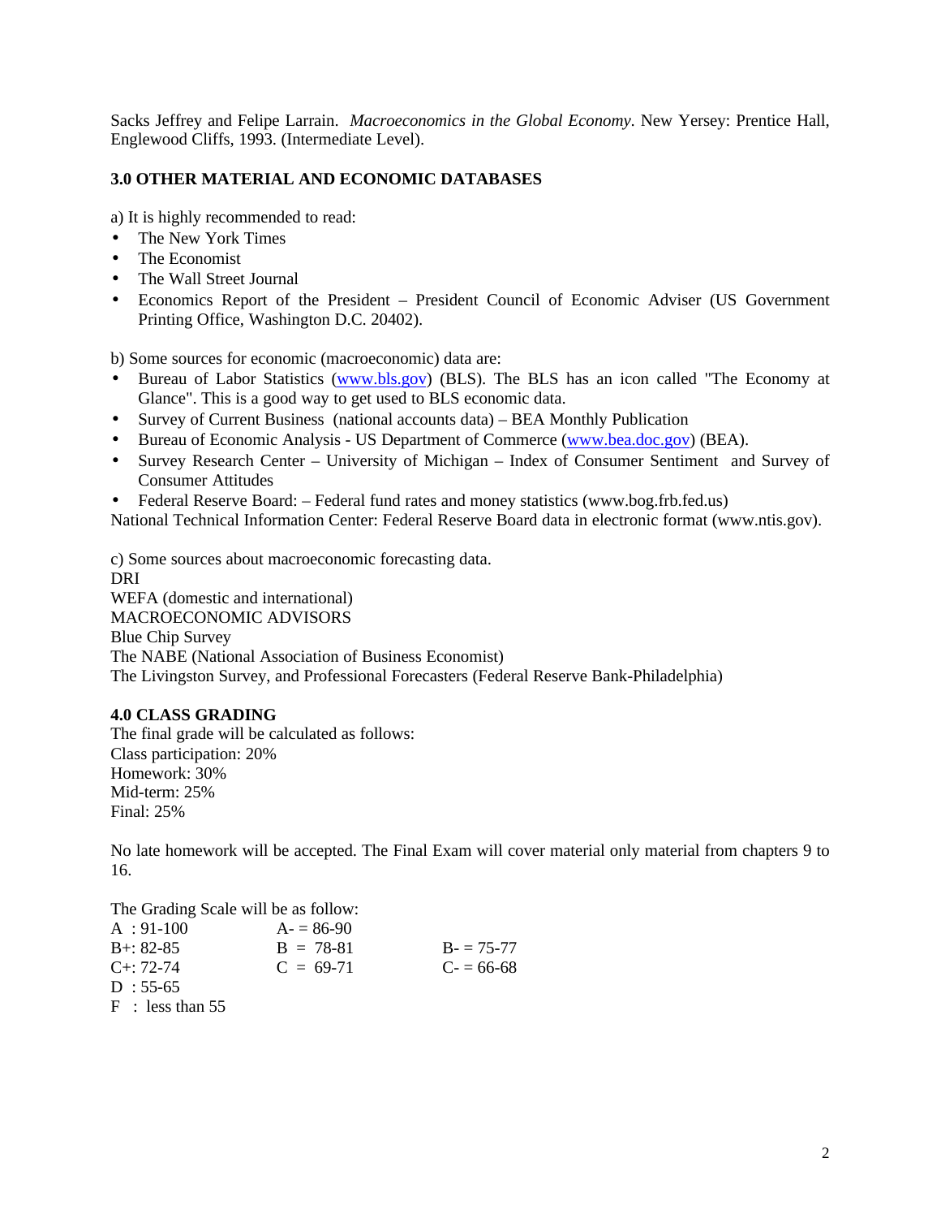Sacks Jeffrey and Felipe Larrain. *Macroeconomics in the Global Economy*. New Yersey: Prentice Hall, Englewood Cliffs, 1993. (Intermediate Level).

## 3.0 OTHER MATERIAL AND ECONOMIC DATABASES

a) It is highly recommended to read:

- The New York Times
- The Economist
- The Wall Street Journal
- Economics Report of the President – President Council of Economic Adviser (US Government Printing Office, Washington D.C. 20402).

b) Some sources for economic (macroeconomic) data are:

- Bureau of Labor Statistics (www.bls.gov) (BLS). The BLS has an icon called "The Economy at Glance". This is a good way to get used to BLS economic data.
- Survey of Current Business (national accounts data) – BEA Monthly Publication
- Bureau of Economic Analysis - US Department of Commerce (www.bea.doc.gov) (BEA).
- Survey Research Center – University of Michigan – Index of Consumer Sentiment and Survey of Consumer Attitudes
- Federal Reserve Board: – Federal fund rates and money statistics (www.bog.frb.fed.us)

National Technical Information Center: Federal Reserve Board data in electronic format (www.ntis.gov).

c) Some sources about macroeconomic forecasting data.

DRI
WEFA (domestic and international)
MACROECONOMIC ADVISORS
Blue Chip Survey
The NABE (National Association of Business Economist)
The Livingston Survey, and Professional Forecasters (Federal Reserve Bank-Philadelphia)

## 4.0 CLASS GRADING

The final grade will be calculated as follows:
Class participation: 20%
Homework: 30%
Mid-term: 25%
Final: 25%

No late homework will be accepted. The Final Exam will cover material only material from chapters 9 to 16.

The Grading Scale will be as follow:

| | | |
|---|---|---|
| A : 91-100 | A- = 86-90 | |
| B+: 82-85 | B = 78-81 | B- = 75-77 |
| C+: 72-74 | C = 69-71 | C- = 66-68 |
| D : 55-65 | | |
| F : less than 55 | | |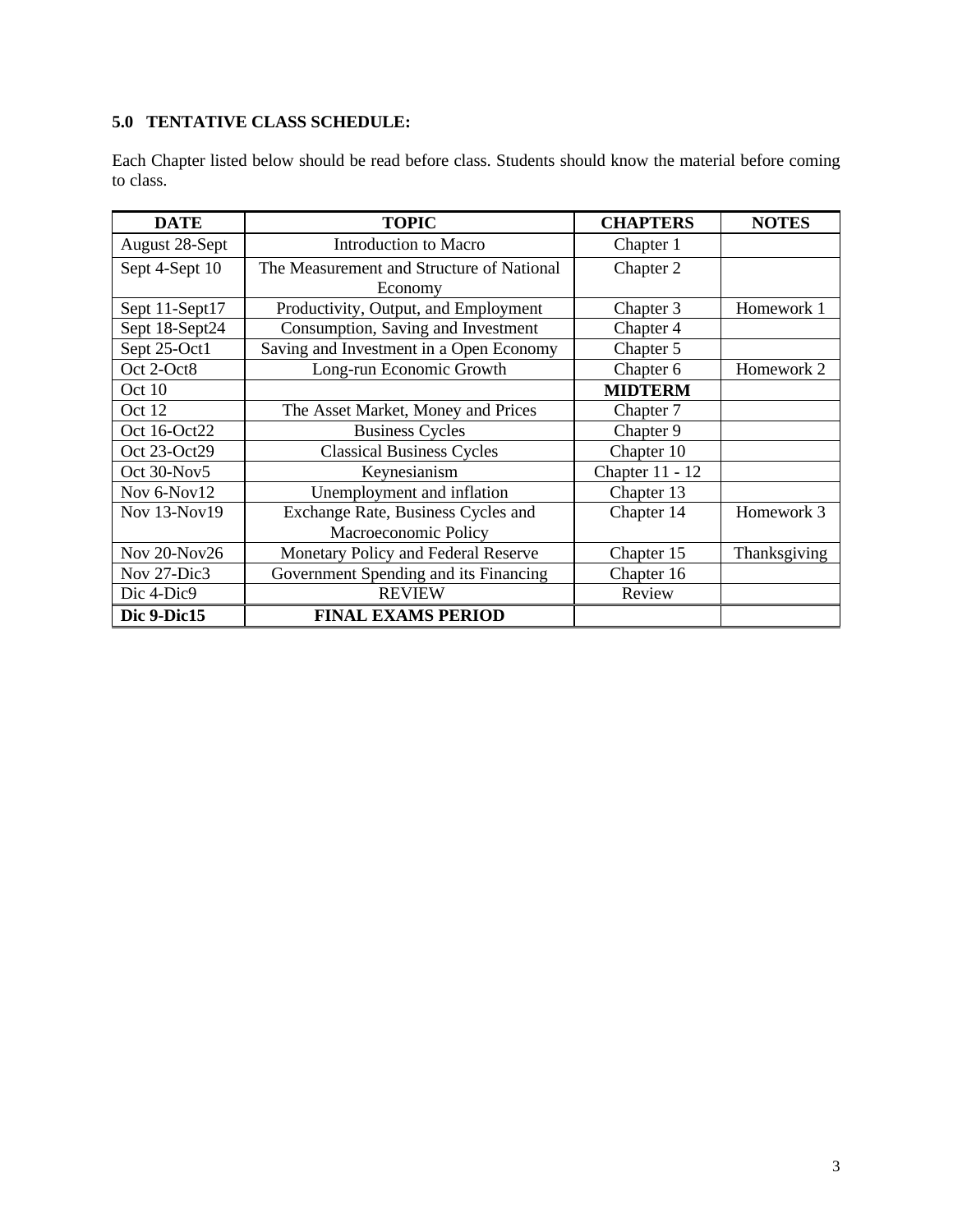### 5.0 TENTATIVE CLASS SCHEDULE:

Each Chapter listed below should be read before class. Students should know the material before coming to class.

| DATE | TOPIC | CHAPTERS | NOTES |
|---|---|---|---|
| August 28-Sept | Introduction to Macro | Chapter 1 | |
| Sept 4-Sept 10 | The Measurement and Structure of National Economy | Chapter 2 | |
| Sept 11-Sept17 | Productivity, Output, and Employment | Chapter 3 | Homework 1 |
| Sept 18-Sept24 | Consumption, Saving and Investment | Chapter 4 | |
| Sept 25-Oct1 | Saving and Investment in a Open Economy | Chapter 5 | |
| Oct 2-Oct8 | Long-run Economic Growth | Chapter 6 | Homework 2 |
| Oct 10 | | **MIDTERM** | |
| Oct 12 | The Asset Market, Money and Prices | Chapter 7 | |
| Oct 16-Oct22 | Business Cycles | Chapter 9 | |
| Oct 23-Oct29 | Classical Business Cycles | Chapter 10 | |
| Oct 30-Nov5 | Keynesianism | Chapter 11 - 12 | |
| Nov 6-Nov12 | Unemployment and inflation | Chapter 13 | |
| Nov 13-Nov19 | Exchange Rate, Business Cycles and Macroeconomic Policy | Chapter 14 | Homework 3 |
| Nov 20-Nov26 | Monetary Policy and Federal Reserve | Chapter 15 | Thanksgiving |
| Nov 27-Dic3 | Government Spending and its Financing | Chapter 16 | |
| Dic 4-Dic9 | REVIEW | Review | |
| **Dic 9-Dic15** | **FINAL EXAMS PERIOD** | | |